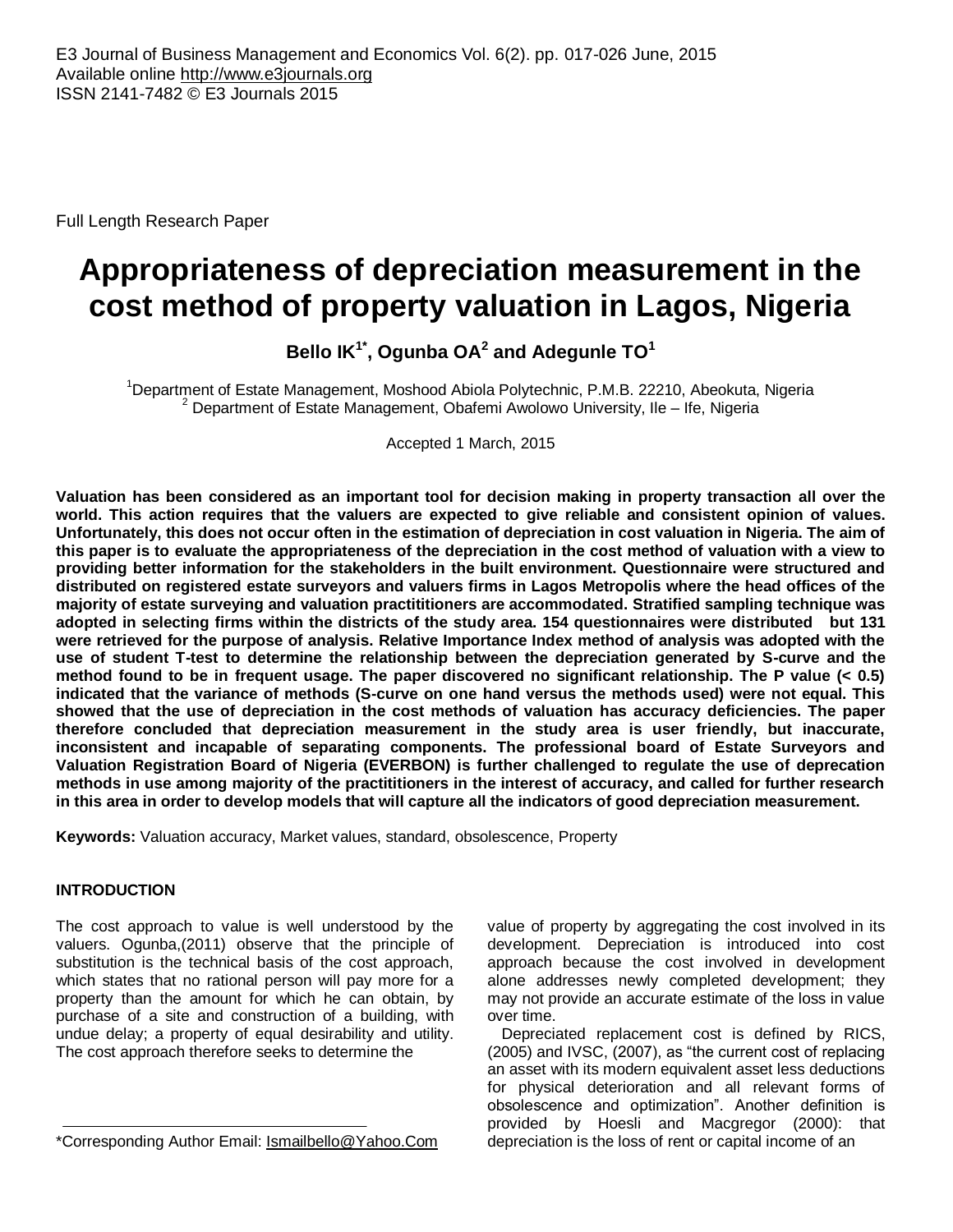E3 Journal of Business Management and Economics Vol. 6(2). pp. 017-026 June, 2015
Available online http://www.e3journals.org
ISSN 2141-7482 © E3 Journals 2015

Full Length Research Paper

# Appropriateness of depreciation measurement in the cost method of property valuation in Lagos, Nigeria

**Bello IK[1*], Ogunba OA[2] and Adegunle TO[1]**

[1]Department of Estate Management, Moshood Abiola Polytechnic, P.M.B. 22210, Abeokuta, Nigeria
[2] Department of Estate Management, Obafemi Awolowo University, Ile – Ife, Nigeria

Accepted 1 March, 2015

**Valuation has been considered as an important tool for decision making in property transaction all over the world. This action requires that the valuers are expected to give reliable and consistent opinion of values. Unfortunately, this does not occur often in the estimation of depreciation in cost valuation in Nigeria. The aim of this paper is to evaluate the appropriateness of the depreciation in the cost method of valuation with a view to providing better information for the stakeholders in the built environment. Questionnaire were structured and distributed on registered estate surveyors and valuers firms in Lagos Metropolis where the head offices of the majority of estate surveying and valuation practititioners are accommodated. Stratified sampling technique was adopted in selecting firms within the districts of the study area. 154 questionnaires were distributed but 131 were retrieved for the purpose of analysis. Relative Importance Index method of analysis was adopted with the use of student T-test to determine the relationship between the depreciation generated by S-curve and the method found to be in frequent usage. The paper discovered no significant relationship. The P value (< 0.5) indicated that the variance of methods (S-curve on one hand versus the methods used) were not equal. This showed that the use of depreciation in the cost methods of valuation has accuracy deficiencies. The paper therefore concluded that depreciation measurement in the study area is user friendly, but inaccurate, inconsistent and incapable of separating components. The professional board of Estate Surveyors and Valuation Registration Board of Nigeria (EVERBON) is further challenged to regulate the use of deprecation methods in use among majority of the practititioners in the interest of accuracy, and called for further research in this area in order to develop models that will capture all the indicators of good depreciation measurement.**

**Keywords:** Valuation accuracy, Market values, standard, obsolescence, Property

## INTRODUCTION

The cost approach to value is well understood by the valuers. Ogunba,(2011) observe that the principle of substitution is the technical basis of the cost approach, which states that no rational person will pay more for a property than the amount for which he can obtain, by purchase of a site and construction of a building, with undue delay; a property of equal desirability and utility. The cost approach therefore seeks to determine the value of property by aggregating the cost involved in its development. Depreciation is introduced into cost approach because the cost involved in development alone addresses newly completed development; they may not provide an accurate estimate of the loss in value over time.

Depreciated replacement cost is defined by RICS, (2005) and IVSC, (2007), as "the current cost of replacing an asset with its modern equivalent asset less deductions for physical deterioration and all relevant forms of obsolescence and optimization". Another definition is provided by Hoesli and Macgregor (2000): that depreciation is the loss of rent or capital income of an

*Corresponding Author Email: Ismailbello@Yahoo.Com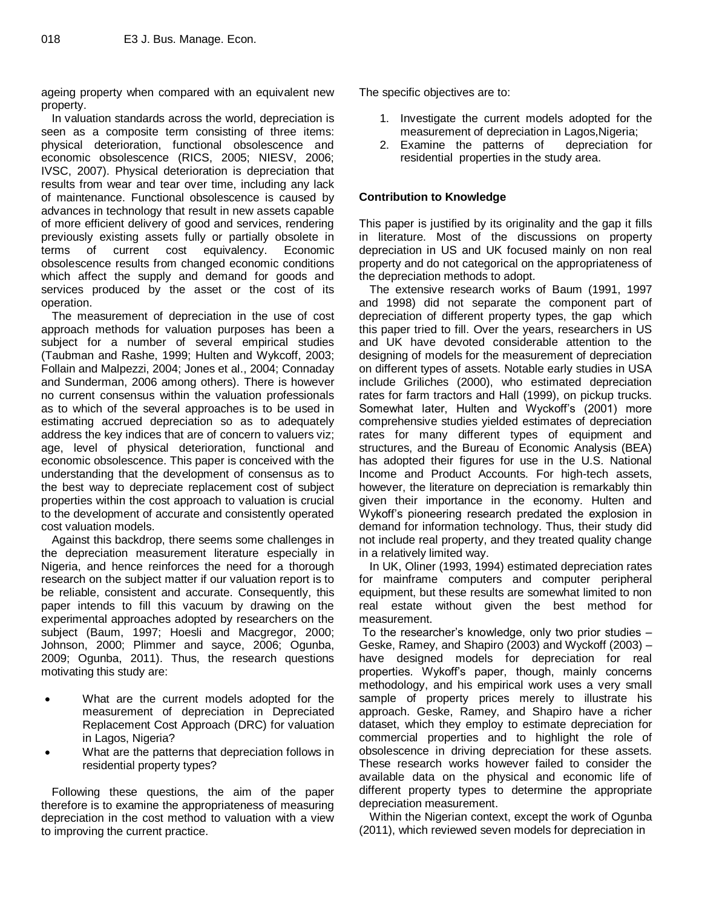ageing property when compared with an equivalent new property.

In valuation standards across the world, depreciation is seen as a composite term consisting of three items: physical deterioration, functional obsolescence and economic obsolescence (RICS, 2005; NIESV, 2006; IVSC, 2007). Physical deterioration is depreciation that results from wear and tear over time, including any lack of maintenance. Functional obsolescence is caused by advances in technology that result in new assets capable of more efficient delivery of good and services, rendering previously existing assets fully or partially obsolete in terms of current cost equivalency. Economic obsolescence results from changed economic conditions which affect the supply and demand for goods and services produced by the asset or the cost of its operation.

The measurement of depreciation in the use of cost approach methods for valuation purposes has been a subject for a number of several empirical studies (Taubman and Rashe, 1999; Hulten and Wykcoff, 2003; Follain and Malpezzi, 2004; Jones et al., 2004; Connaday and Sunderman, 2006 among others). There is however no current consensus within the valuation professionals as to which of the several approaches is to be used in estimating accrued depreciation so as to adequately address the key indices that are of concern to valuers viz; age, level of physical deterioration, functional and economic obsolescence. This paper is conceived with the understanding that the development of consensus as to the best way to depreciate replacement cost of subject properties within the cost approach to valuation is crucial to the development of accurate and consistently operated cost valuation models.

Against this backdrop, there seems some challenges in the depreciation measurement literature especially in Nigeria, and hence reinforces the need for a thorough research on the subject matter if our valuation report is to be reliable, consistent and accurate. Consequently, this paper intends to fill this vacuum by drawing on the experimental approaches adopted by researchers on the subject (Baum, 1997; Hoesli and Macgregor, 2000; Johnson, 2000; Plimmer and sayce, 2006; Ogunba, 2009; Ogunba, 2011). Thus, the research questions motivating this study are:

- What are the current models adopted for the measurement of depreciation in Depreciated Replacement Cost Approach (DRC) for valuation in Lagos, Nigeria?
- What are the patterns that depreciation follows in residential property types?

Following these questions, the aim of the paper therefore is to examine the appropriateness of measuring depreciation in the cost method to valuation with a view to improving the current practice.

The specific objectives are to:

1. Investigate the current models adopted for the measurement of depreciation in Lagos,Nigeria;
2. Examine the patterns of depreciation for residential properties in the study area.

## Contribution to Knowledge

This paper is justified by its originality and the gap it fills in literature. Most of the discussions on property depreciation in US and UK focused mainly on non real property and do not categorical on the appropriateness of the depreciation methods to adopt.

The extensive research works of Baum (1991, 1997 and 1998) did not separate the component part of depreciation of different property types, the gap which this paper tried to fill. Over the years, researchers in US and UK have devoted considerable attention to the designing of models for the measurement of depreciation on different types of assets. Notable early studies in USA include Griliches (2000), who estimated depreciation rates for farm tractors and Hall (1999), on pickup trucks. Somewhat later, Hulten and Wyckoff's (2001) more comprehensive studies yielded estimates of depreciation rates for many different types of equipment and structures, and the Bureau of Economic Analysis (BEA) has adopted their figures for use in the U.S. National Income and Product Accounts. For high-tech assets, however, the literature on depreciation is remarkably thin given their importance in the economy. Hulten and Wykoff's pioneering research predated the explosion in demand for information technology. Thus, their study did not include real property, and they treated quality change in a relatively limited way.

In UK, Oliner (1993, 1994) estimated depreciation rates for mainframe computers and computer peripheral equipment, but these results are somewhat limited to non real estate without given the best method for measurement.

To the researcher's knowledge, only two prior studies – Geske, Ramey, and Shapiro (2003) and Wyckoff (2003) – have designed models for depreciation for real properties. Wykoff's paper, though, mainly concerns methodology, and his empirical work uses a very small sample of property prices merely to illustrate his approach. Geske, Ramey, and Shapiro have a richer dataset, which they employ to estimate depreciation for commercial properties and to highlight the role of obsolescence in driving depreciation for these assets. These research works however failed to consider the available data on the physical and economic life of different property types to determine the appropriate depreciation measurement.

Within the Nigerian context, except the work of Ogunba (2011), which reviewed seven models for depreciation in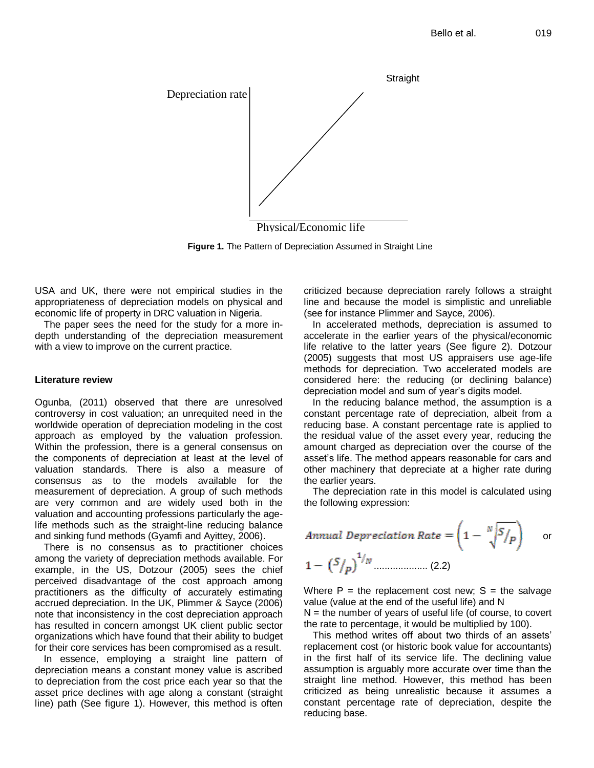Figure 1. The Pattern of Depreciation Assumed in Straight Line

USA and UK, there were not empirical studies in the appropriateness of depreciation models on physical and economic life of property in DRC valuation in Nigeria.

The paper sees the need for the study for a more in-depth understanding of the depreciation measurement with a view to improve on the current practice.

### Literature review

Ogunba, (2011) observed that there are unresolved controversy in cost valuation; an unrequited need in the worldwide operation of depreciation modeling in the cost approach as employed by the valuation profession. Within the profession, there is a general consensus on the components of depreciation at least at the level of valuation standards. There is also a measure of consensus as to the models available for the measurement of depreciation. A group of such methods are very common and are widely used both in the valuation and accounting professions particularly the age-life methods such as the straight-line reducing balance and sinking fund methods (Gyamfi and Ayittey, 2006).

There is no consensus as to practitioner choices among the variety of depreciation methods available. For example, in the US, Dotzour (2005) sees the chief perceived disadvantage of the cost approach among practitioners as the difficulty of accurately estimating accrued depreciation. In the UK, Plimmer & Sayce (2006) note that inconsistency in the cost depreciation approach has resulted in concern amongst UK client public sector organizations which have found that their ability to budget for their core services has been compromised as a result.

In essence, employing a straight line pattern of depreciation means a constant money value is ascribed to depreciation from the cost price each year so that the asset price declines with age along a constant (straight line) path (See figure 1). However, this method is often criticized because depreciation rarely follows a straight line and because the model is simplistic and unreliable (see for instance Plimmer and Sayce, 2006).

In accelerated methods, depreciation is assumed to accelerate in the earlier years of the physical/economic life relative to the latter years (See figure 2). Dotzour (2005) suggests that most US appraisers use age-life methods for depreciation. Two accelerated models are considered here: the reducing (or declining balance) depreciation model and sum of year's digits model.

In the reducing balance method, the assumption is a constant percentage rate of depreciation, albeit from a reducing base. A constant percentage rate is applied to the residual value of the asset every year, reducing the amount charged as depreciation over the course of the asset's life. The method appears reasonable for cars and other machinery that depreciate at a higher rate during the earlier years.

The depreciation rate in this model is calculated using the following expression:

$$\textit{Annual Depreciation Rate} = \left(1 - \sqrt[N]{S/_P}\right) \quad \text{or} \quad 1 - \left(S/_P\right)^{1/_N} \quad \text{.................... (2.2)}$$

Where P = the replacement cost new; S = the salvage value (value at the end of the useful life) and N

N = the number of years of useful life (of course, to covert the rate to percentage, it would be multiplied by 100).

This method writes off about two thirds of an assets' replacement cost (or historic book value for accountants) in the first half of its service life. The declining value assumption is arguably more accurate over time than the straight line method. However, this method has been criticized as being unrealistic because it assumes a constant percentage rate of depreciation, despite the reducing base.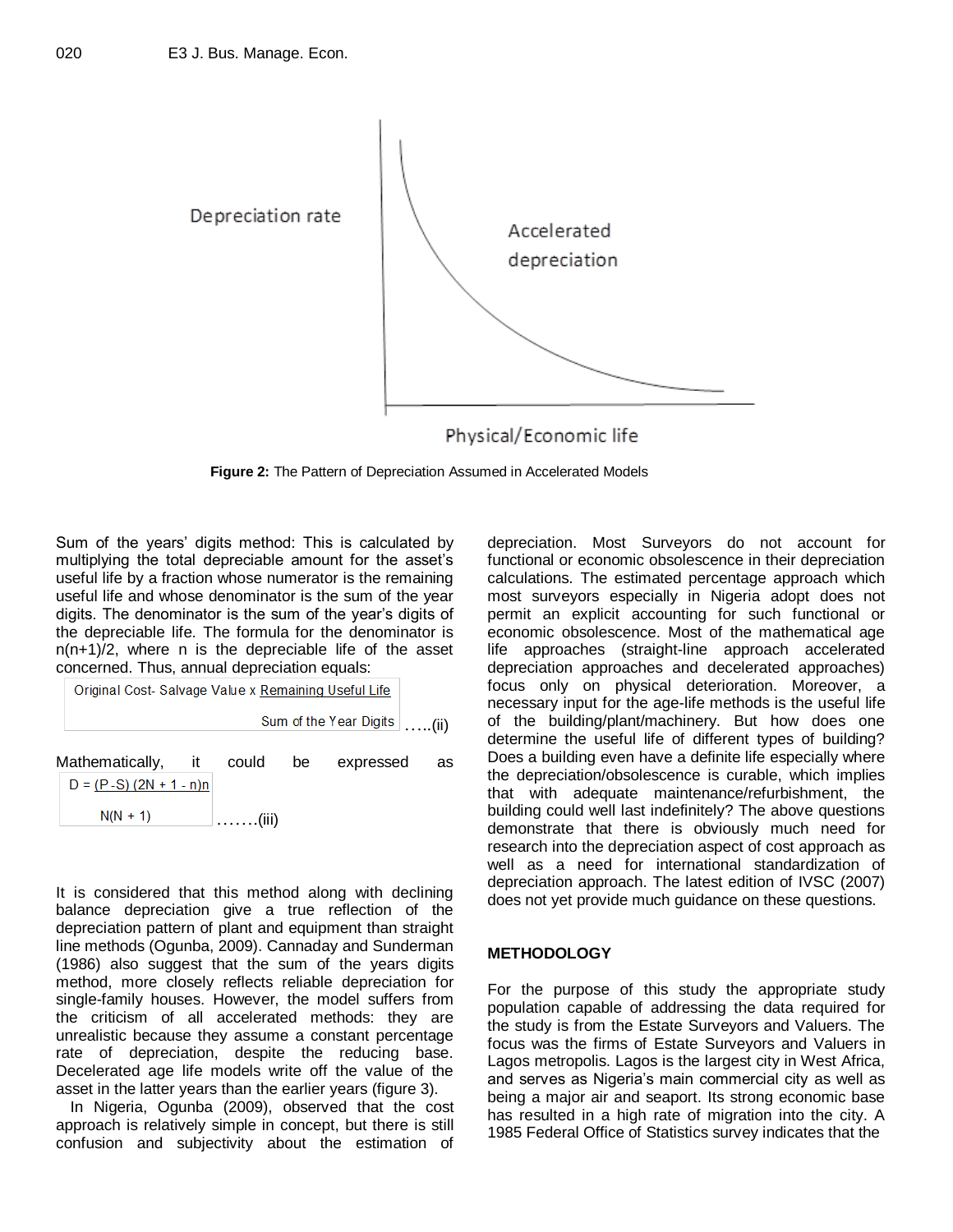Figure 2: The Pattern of Depreciation Assumed in Accelerated Models

Sum of the years' digits method: This is calculated by multiplying the total depreciable amount for the asset's useful life by a fraction whose numerator is the remaining useful life and whose denominator is the sum of the year digits. The denominator is the sum of the year's digits of the depreciable life. The formula for the denominator is n(n+1)/2, where n is the depreciable life of the asset concerned. Thus, annual depreciation equals:

$$\text{Original Cost- Salvage Value} \times \frac{\text{Remaining Useful Life}}{\text{Sum of the Year Digits}} \quad \ldots\text{(ii)}$$

Mathematically, it could be expressed as

$$D = \frac{(P - S)(2N + 1 - n)n}{N(N + 1)} \quad \ldots\ldots\text{(iii)}$$

It is considered that this method along with declining balance depreciation give a true reflection of the depreciation pattern of plant and equipment than straight line methods (Ogunba, 2009). Cannaday and Sunderman (1986) also suggest that the sum of the years digits method, more closely reflects reliable depreciation for single-family houses. However, the model suffers from the criticism of all accelerated methods: they are unrealistic because they assume a constant percentage rate of depreciation, despite the reducing base. Decelerated age life models write off the value of the asset in the latter years than the earlier years (figure 3).

In Nigeria, Ogunba (2009), observed that the cost approach is relatively simple in concept, but there is still confusion and subjectivity about the estimation of depreciation. Most Surveyors do not account for functional or economic obsolescence in their depreciation calculations. The estimated percentage approach which most surveyors especially in Nigeria adopt does not permit an explicit accounting for such functional or economic obsolescence. Most of the mathematical age life approaches (straight-line approach accelerated depreciation approaches and decelerated approaches) focus only on physical deterioration. Moreover, a necessary input for the age-life methods is the useful life of the building/plant/machinery. But how does one determine the useful life of different types of building? Does a building even have a definite life especially where the depreciation/obsolescence is curable, which implies that with adequate maintenance/refurbishment, the building could well last indefinitely? The above questions demonstrate that there is obviously much need for research into the depreciation aspect of cost approach as well as a need for international standardization of depreciation approach. The latest edition of IVSC (2007) does not yet provide much guidance on these questions.

## METHODOLOGY

For the purpose of this study the appropriate study population capable of addressing the data required for the study is from the Estate Surveyors and Valuers. The focus was the firms of Estate Surveyors and Valuers in Lagos metropolis. Lagos is the largest city in West Africa, and serves as Nigeria's main commercial city as well as being a major air and seaport. Its strong economic base has resulted in a high rate of migration into the city. A 1985 Federal Office of Statistics survey indicates that the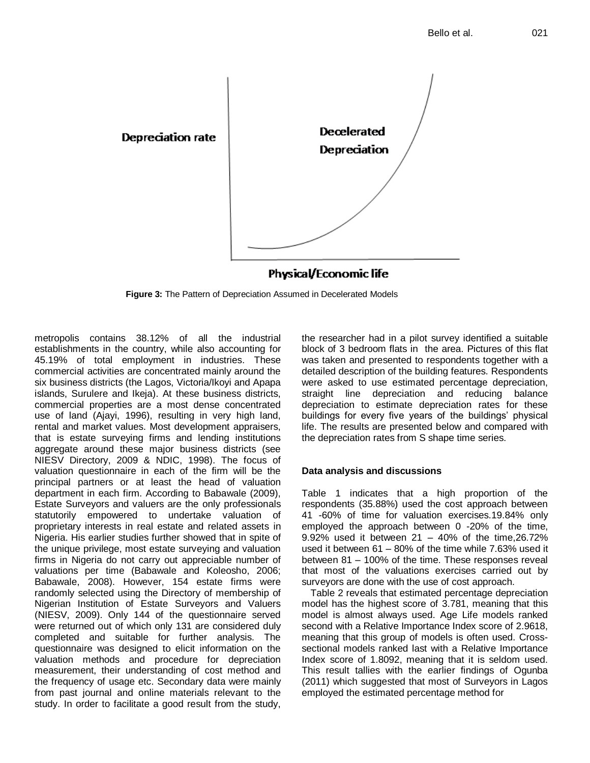**Figure 3:** The Pattern of Depreciation Assumed in Decelerated Models

metropolis contains 38.12% of all the industrial establishments in the country, while also accounting for 45.19% of total employment in industries. These commercial activities are concentrated mainly around the six business districts (the Lagos, Victoria/Ikoyi and Apapa islands, Surulere and Ikeja). At these business districts, commercial properties are a most dense concentrated use of land (Ajayi, 1996), resulting in very high land, rental and market values. Most development appraisers, that is estate surveying firms and lending institutions aggregate around these major business districts (see NIESV Directory, 2009 & NDIC, 1998). The focus of valuation questionnaire in each of the firm will be the principal partners or at least the head of valuation department in each firm. According to Babawale (2009), Estate Surveyors and valuers are the only professionals statutorily empowered to undertake valuation of proprietary interests in real estate and related assets in Nigeria. His earlier studies further showed that in spite of the unique privilege, most estate surveying and valuation firms in Nigeria do not carry out appreciable number of valuations per time (Babawale and Koleosho, 2006; Babawale, 2008). However, 154 estate firms were randomly selected using the Directory of membership of Nigerian Institution of Estate Surveyors and Valuers (NIESV, 2009). Only 144 of the questionnaire served were returned out of which only 131 are considered duly completed and suitable for further analysis. The questionnaire was designed to elicit information on the valuation methods and procedure for depreciation measurement, their understanding of cost method and the frequency of usage etc. Secondary data were mainly from past journal and online materials relevant to the study. In order to facilitate a good result from the study, the researcher had in a pilot survey identified a suitable block of 3 bedroom flats in the area. Pictures of this flat was taken and presented to respondents together with a detailed description of the building features. Respondents were asked to use estimated percentage depreciation, straight line depreciation and reducing balance depreciation to estimate depreciation rates for these buildings for every five years of the buildings' physical life. The results are presented below and compared with the depreciation rates from S shape time series.

### Data analysis and discussions

Table 1 indicates that a high proportion of the respondents (35.88%) used the cost approach between 41 -60% of time for valuation exercises.19.84% only employed the approach between 0 -20% of the time, 9.92% used it between 21 – 40% of the time,26.72% used it between 61 – 80% of the time while 7.63% used it between 81 – 100% of the time. These responses reveal that most of the valuations exercises carried out by surveyors are done with the use of cost approach.

Table 2 reveals that estimated percentage depreciation model has the highest score of 3.781, meaning that this model is almost always used. Age Life models ranked second with a Relative Importance Index score of 2.9618, meaning that this group of models is often used. Cross-sectional models ranked last with a Relative Importance Index score of 1.8092, meaning that it is seldom used. This result tallies with the earlier findings of Ogunba (2011) which suggested that most of Surveyors in Lagos employed the estimated percentage method for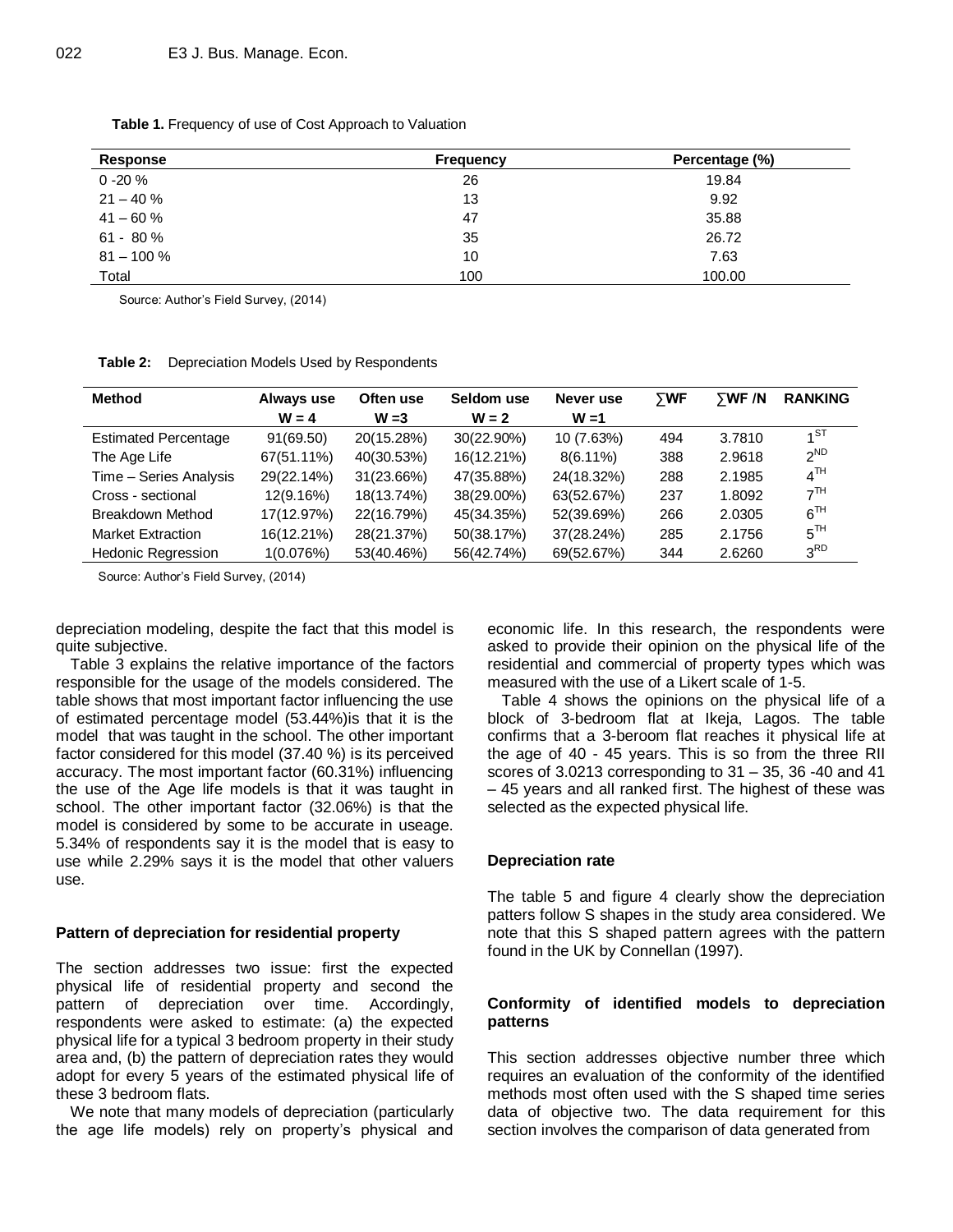**Table 1.** Frequency of use of Cost Approach to Valuation

| Response | Frequency | Percentage (%) |
|---|---|---|
| 0 -20 % | 26 | 19.84 |
| 21 – 40 % | 13 | 9.92 |
| 41 – 60 % | 47 | 35.88 |
| 61 - 80 % | 35 | 26.72 |
| 81 – 100 % | 10 | 7.63 |
| Total | 100 | 100.00 |

Source: Author's Field Survey, (2014)

**Table 2:** Depreciation Models Used by Respondents

| Method | Always use W = 4 | Often use W =3 | Seldom use W = 2 | Never use W =1 | ∑WF | ∑WF /N | RANKING |
|---|---|---|---|---|---|---|---|
| Estimated Percentage | 91(69.50) | 20(15.28%) | 30(22.90%) | 10 (7.63%) | 494 | 3.7810 | 1ST |
| The Age Life | 67(51.11%) | 40(30.53%) | 16(12.21%) | 8(6.11%) | 388 | 2.9618 | 2ND |
| Time – Series Analysis | 29(22.14%) | 31(23.66%) | 47(35.88%) | 24(18.32%) | 288 | 2.1985 | 4TH |
| Cross - sectional | 12(9.16%) | 18(13.74%) | 38(29.00%) | 63(52.67%) | 237 | 1.8092 | 7TH |
| Breakdown Method | 17(12.97%) | 22(16.79%) | 45(34.35%) | 52(39.69%) | 266 | 2.0305 | 6TH |
| Market Extraction | 16(12.21%) | 28(21.37%) | 50(38.17%) | 37(28.24%) | 285 | 2.1756 | 5TH |
| Hedonic Regression | 1(0.076%) | 53(40.46%) | 56(42.74%) | 69(52.67%) | 344 | 2.6260 | 3RD |

Source: Author's Field Survey, (2014)

depreciation modeling, despite the fact that this model is quite subjective.

Table 3 explains the relative importance of the factors responsible for the usage of the models considered. The table shows that most important factor influencing the use of estimated percentage model (53.44%)is that it is the model that was taught in the school. The other important factor considered for this model (37.40 %) is its perceived accuracy. The most important factor (60.31%) influencing the use of the Age life models is that it was taught in school. The other important factor (32.06%) is that the model is considered by some to be accurate in useage. 5.34% of respondents say it is the model that is easy to use while 2.29% says it is the model that other valuers use.

### Pattern of depreciation for residential property

The section addresses two issue: first the expected physical life of residential property and second the pattern of depreciation over time. Accordingly, respondents were asked to estimate: (a) the expected physical life for a typical 3 bedroom property in their study area and, (b) the pattern of depreciation rates they would adopt for every 5 years of the estimated physical life of these 3 bedroom flats.

We note that many models of depreciation (particularly the age life models) rely on property's physical and economic life. In this research, the respondents were asked to provide their opinion on the physical life of the residential and commercial of property types which was measured with the use of a Likert scale of 1-5.

Table 4 shows the opinions on the physical life of a block of 3-bedroom flat at Ikeja, Lagos. The table confirms that a 3-beroom flat reaches it physical life at the age of 40 - 45 years. This is so from the three RII scores of 3.0213 corresponding to 31 – 35, 36 -40 and 41 – 45 years and all ranked first. The highest of these was selected as the expected physical life.

### Depreciation rate

The table 5 and figure 4 clearly show the depreciation patters follow S shapes in the study area considered. We note that this S shaped pattern agrees with the pattern found in the UK by Connellan (1997).

### Conformity of identified models to depreciation patterns

This section addresses objective number three which requires an evaluation of the conformity of the identified methods most often used with the S shaped time series data of objective two. The data requirement for this section involves the comparison of data generated from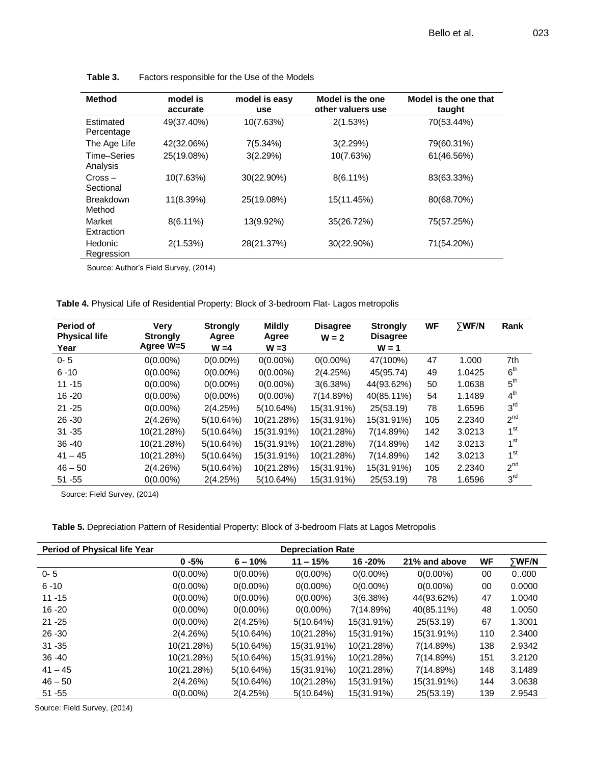**Table 3.** Factors responsible for the Use of the Models

| Method | model is accurate | model is easy use | Model is the one other valuers use | Model is the one that taught |
|---|---|---|---|---|
| Estimated Percentage | 49(37.40%) | 10(7.63%) | 2(1.53%) | 70(53.44%) |
| The Age Life | 42(32.06%) | 7(5.34%) | 3(2.29%) | 79(60.31%) |
| Time–Series Analysis | 25(19.08%) | 3(2.29%) | 10(7.63%) | 61(46.56%) |
| Cross – Sectional | 10(7.63%) | 30(22.90%) | 8(6.11%) | 83(63.33%) |
| Breakdown Method | 11(8.39%) | 25(19.08%) | 15(11.45%) | 80(68.70%) |
| Market Extraction | 8(6.11%) | 13(9.92%) | 35(26.72%) | 75(57.25%) |
| Hedonic Regression | 2(1.53%) | 28(21.37%) | 30(22.90%) | 71(54.20%) |

Source: Author's Field Survey, (2014)

**Table 4.** Physical Life of Residential Property: Block of 3-bedroom Flat- Lagos metropolis

| Period of Physical life Year | Very Strongly Agree W=5 | Strongly Agree W =4 | Mildly Agree W =3 | Disagree W = 2 | Strongly Disagree W = 1 | WF | ∑WF/N | Rank |
|---|---|---|---|---|---|---|---|---|
| 0- 5 | 0(0.00%) | 0(0.00%) | 0(0.00%) | 0(0.00%) | 47(100%) | 47 | 1.000 | 7th |
| 6 -10 | 0(0.00%) | 0(0.00%) | 0(0.00%) | 2(4.25%) | 45(95.74) | 49 | 1.0425 | 6th |
| 11 -15 | 0(0.00%) | 0(0.00%) | 0(0.00%) | 3(6.38%) | 44(93.62%) | 50 | 1.0638 | 5th |
| 16 -20 | 0(0.00%) | 0(0.00%) | 0(0.00%) | 7(14.89%) | 40(85.11%) | 54 | 1.1489 | 4th |
| 21 -25 | 0(0.00%) | 2(4.25%) | 5(10.64%) | 15(31.91%) | 25(53.19) | 78 | 1.6596 | 3rd |
| 26 -30 | 2(4.26%) | 5(10.64%) | 10(21.28%) | 15(31.91%) | 15(31.91%) | 105 | 2.2340 | 2nd |
| 31 -35 | 10(21.28%) | 5(10.64%) | 15(31.91%) | 10(21.28%) | 7(14.89%) | 142 | 3.0213 | 1st |
| 36 -40 | 10(21.28%) | 5(10.64%) | 15(31.91%) | 10(21.28%) | 7(14.89%) | 142 | 3.0213 | 1st |
| 41 – 45 | 10(21.28%) | 5(10.64%) | 15(31.91%) | 10(21.28%) | 7(14.89%) | 142 | 3.0213 | 1st |
| 46 – 50 | 2(4.26%) | 5(10.64%) | 10(21.28%) | 15(31.91%) | 15(31.91%) | 105 | 2.2340 | 2nd |
| 51 -55 | 0(0.00%) | 2(4.25%) | 5(10.64%) | 15(31.91%) | 25(53.19) | 78 | 1.6596 | 3rd |

Source: Field Survey, (2014)

**Table 5.** Depreciation Pattern of Residential Property: Block of 3-bedroom Flats at Lagos Metropolis

| Period of Physical life Year | Depreciation Rate | | | | | | |
|---|---|---|---|---|---|---|---|
| | 0 -5% | 6 – 10% | 11 – 15% | 16 -20% | 21% and above | WF | ∑WF/N |
| 0- 5 | 0(0.00%) | 0(0.00%) | 0(0.00%) | 0(0.00%) | 0(0.00%) | 00 | 0..000 |
| 6 -10 | 0(0.00%) | 0(0.00%) | 0(0.00%) | 0(0.00%) | 0(0.00%) | 00 | 0.0000 |
| 11 -15 | 0(0.00%) | 0(0.00%) | 0(0.00%) | 3(6.38%) | 44(93.62%) | 47 | 1.0040 |
| 16 -20 | 0(0.00%) | 0(0.00%) | 0(0.00%) | 7(14.89%) | 40(85.11%) | 48 | 1.0050 |
| 21 -25 | 0(0.00%) | 2(4.25%) | 5(10.64%) | 15(31.91%) | 25(53.19) | 67 | 1.3001 |
| 26 -30 | 2(4.26%) | 5(10.64%) | 10(21.28%) | 15(31.91%) | 15(31.91%) | 110 | 2.3400 |
| 31 -35 | 10(21.28%) | 5(10.64%) | 15(31.91%) | 10(21.28%) | 7(14.89%) | 138 | 2.9342 |
| 36 -40 | 10(21.28%) | 5(10.64%) | 15(31.91%) | 10(21.28%) | 7(14.89%) | 151 | 3.2120 |
| 41 – 45 | 10(21.28%) | 5(10.64%) | 15(31.91%) | 10(21.28%) | 7(14.89%) | 148 | 3.1489 |
| 46 – 50 | 2(4.26%) | 5(10.64%) | 10(21.28%) | 15(31.91%) | 15(31.91%) | 144 | 3.0638 |
| 51 -55 | 0(0.00%) | 2(4.25%) | 5(10.64%) | 15(31.91%) | 25(53.19) | 139 | 2.9543 |

Source: Field Survey, (2014)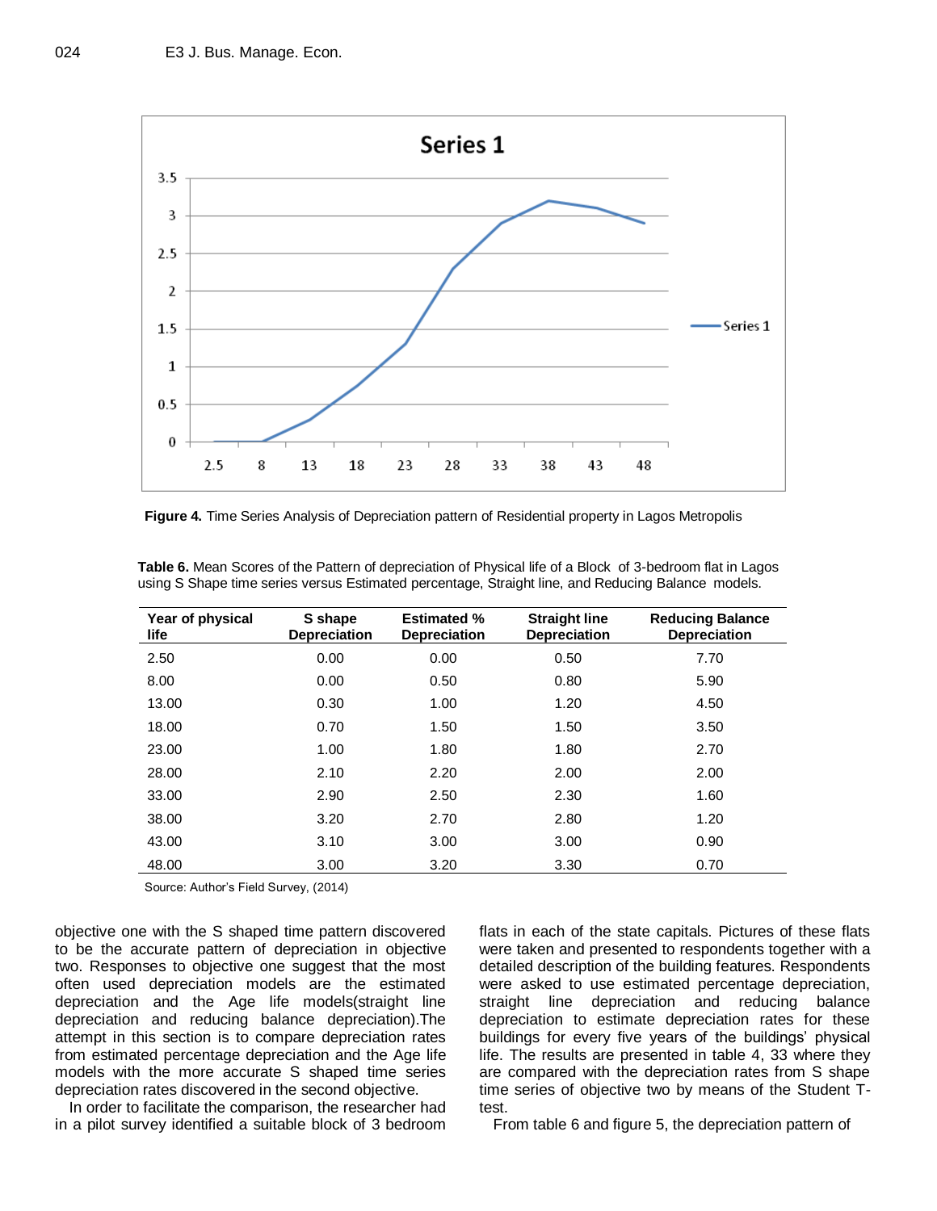Figure 4. Time Series Analysis of Depreciation pattern of Residential property in Lagos Metropolis

**Table 6.** Mean Scores of the Pattern of depreciation of Physical life of a Block of 3-bedroom flat in Lagos using S Shape time series versus Estimated percentage, Straight line, and Reducing Balance models.

| Year of physical life | S shape Depreciation | Estimated % Depreciation | Straight line Depreciation | Reducing Balance Depreciation |
|---|---|---|---|---|
| 2.50 | 0.00 | 0.00 | 0.50 | 7.70 |
| 8.00 | 0.00 | 0.50 | 0.80 | 5.90 |
| 13.00 | 0.30 | 1.00 | 1.20 | 4.50 |
| 18.00 | 0.70 | 1.50 | 1.50 | 3.50 |
| 23.00 | 1.00 | 1.80 | 1.80 | 2.70 |
| 28.00 | 2.10 | 2.20 | 2.00 | 2.00 |
| 33.00 | 2.90 | 2.50 | 2.30 | 1.60 |
| 38.00 | 3.20 | 2.70 | 2.80 | 1.20 |
| 43.00 | 3.10 | 3.00 | 3.00 | 0.90 |
| 48.00 | 3.00 | 3.20 | 3.30 | 0.70 |

Source: Author's Field Survey, (2014)

objective one with the S shaped time pattern discovered to be the accurate pattern of depreciation in objective two. Responses to objective one suggest that the most often used depreciation models are the estimated depreciation and the Age life models(straight line depreciation and reducing balance depreciation).The attempt in this section is to compare depreciation rates from estimated percentage depreciation and the Age life models with the more accurate S shaped time series depreciation rates discovered in the second objective.

In order to facilitate the comparison, the researcher had in a pilot survey identified a suitable block of 3 bedroom flats in each of the state capitals. Pictures of these flats were taken and presented to respondents together with a detailed description of the building features. Respondents were asked to use estimated percentage depreciation, straight line depreciation and reducing balance depreciation to estimate depreciation rates for these buildings for every five years of the buildings' physical life. The results are presented in table 4, 33 where they are compared with the depreciation rates from S shape time series of objective two by means of the Student T-test.

From table 6 and figure 5, the depreciation pattern of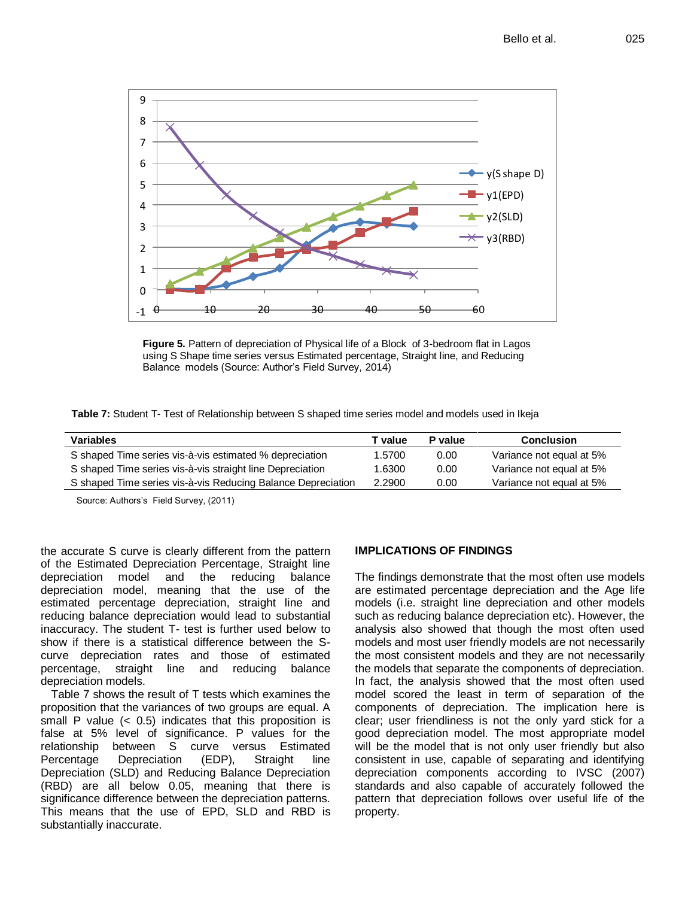**Figure 5.** Pattern of depreciation of Physical life of a Block of 3-bedroom flat in Lagos using S Shape time series versus Estimated percentage, Straight line, and Reducing Balance models (Source: Author's Field Survey, 2014)

**Table 7:** Student T- Test of Relationship between S shaped time series model and models used in Ikeja

| Variables | T value | P value | Conclusion |
|---|---|---|---|
| S shaped Time series vis-à-vis estimated % depreciation | 1.5700 | 0.00 | Variance not equal at 5% |
| S shaped Time series vis-à-vis straight line Depreciation | 1.6300 | 0.00 | Variance not equal at 5% |
| S shaped Time series vis-à-vis Reducing Balance Depreciation | 2.2900 | 0.00 | Variance not equal at 5% |

Source: Authors's Field Survey, (2011)

the accurate S curve is clearly different from the pattern of the Estimated Depreciation Percentage, Straight line depreciation model and the reducing balance depreciation model, meaning that the use of the estimated percentage depreciation, straight line and reducing balance depreciation would lead to substantial inaccuracy. The student T- test is further used below to show if there is a statistical difference between the S-curve depreciation rates and those of estimated percentage, straight line and reducing balance depreciation models.

Table 7 shows the result of T tests which examines the proposition that the variances of two groups are equal. A small P value (< 0.5) indicates that this proposition is false at 5% level of significance. P values for the relationship between S curve versus Estimated Percentage Depreciation (EDP), Straight line Depreciation (SLD) and Reducing Balance Depreciation (RBD) are all below 0.05, meaning that there is significance difference between the depreciation patterns. This means that the use of EPD, SLD and RBD is substantially inaccurate.

## IMPLICATIONS OF FINDINGS

The findings demonstrate that the most often use models are estimated percentage depreciation and the Age life models (i.e. straight line depreciation and other models such as reducing balance depreciation etc). However, the analysis also showed that though the most often used models and most user friendly models are not necessarily the most consistent models and they are not necessarily the models that separate the components of depreciation. In fact, the analysis showed that the most often used model scored the least in term of separation of the components of depreciation. The implication here is clear; user friendliness is not the only yard stick for a good depreciation model. The most appropriate model will be the model that is not only user friendly but also consistent in use, capable of separating and identifying depreciation components according to IVSC (2007) standards and also capable of accurately followed the pattern that depreciation follows over useful life of the property.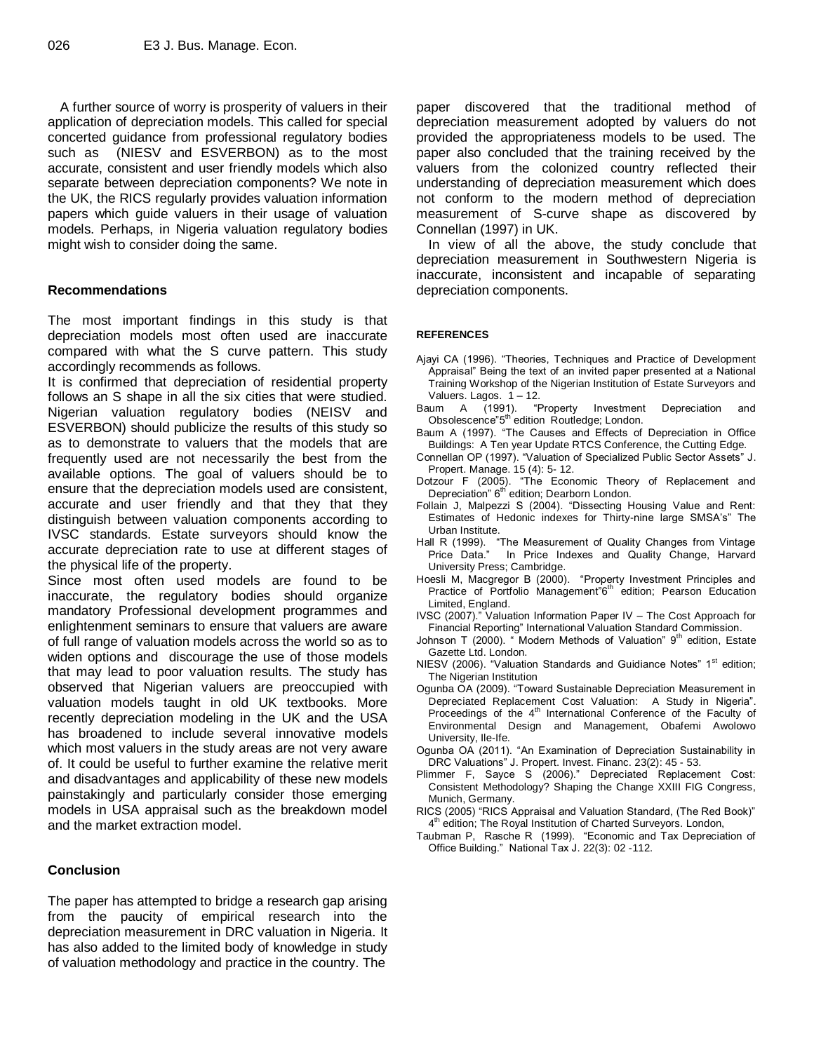A further source of worry is prosperity of valuers in their application of depreciation models. This called for special concerted guidance from professional regulatory bodies such as (NIESV and ESVERBON) as to the most accurate, consistent and user friendly models which also separate between depreciation components? We note in the UK, the RICS regularly provides valuation information papers which guide valuers in their usage of valuation models. Perhaps, in Nigeria valuation regulatory bodies might wish to consider doing the same.

## Recommendations

The most important findings in this study is that depreciation models most often used are inaccurate compared with what the S curve pattern. This study accordingly recommends as follows.

It is confirmed that depreciation of residential property follows an S shape in all the six cities that were studied. Nigerian valuation regulatory bodies (NEISV and ESVERBON) should publicize the results of this study so as to demonstrate to valuers that the models that are frequently used are not necessarily the best from the available options. The goal of valuers should be to ensure that the depreciation models used are consistent, accurate and user friendly and that they that they distinguish between valuation components according to IVSC standards. Estate surveyors should know the accurate depreciation rate to use at different stages of the physical life of the property.

Since most often used models are found to be inaccurate, the regulatory bodies should organize mandatory Professional development programmes and enlightenment seminars to ensure that valuers are aware of full range of valuation models across the world so as to widen options and discourage the use of those models that may lead to poor valuation results. The study has observed that Nigerian valuers are preoccupied with valuation models taught in old UK textbooks. More recently depreciation modeling in the UK and the USA has broadened to include several innovative models which most valuers in the study areas are not very aware of. It could be useful to further examine the relative merit and disadvantages and applicability of these new models painstakingly and particularly consider those emerging models in USA appraisal such as the breakdown model and the market extraction model.

## Conclusion

The paper has attempted to bridge a research gap arising from the paucity of empirical research into the depreciation measurement in DRC valuation in Nigeria. It has also added to the limited body of knowledge in study of valuation methodology and practice in the country. The paper discovered that the traditional method of depreciation measurement adopted by valuers do not provided the appropriateness models to be used. The paper also concluded that the training received by the valuers from the colonized country reflected their understanding of depreciation measurement which does not conform to the modern method of depreciation measurement of S-curve shape as discovered by Connellan (1997) in UK.

In view of all the above, the study conclude that depreciation measurement in Southwestern Nigeria is inaccurate, inconsistent and incapable of separating depreciation components.

### REFERENCES

Ajayi CA (1996). "Theories, Techniques and Practice of Development Appraisal" Being the text of an invited paper presented at a National Training Workshop of the Nigerian Institution of Estate Surveyors and Valuers. Lagos. 1 – 12.

Baum A (1991). "Property Investment Depreciation and Obsolescence"5th edition Routledge; London.

Baum A (1997). "The Causes and Effects of Depreciation in Office Buildings: A Ten year Update RTCS Conference, the Cutting Edge.

Connellan OP (1997). "Valuation of Specialized Public Sector Assets" J. Propert. Manage. 15 (4): 5- 12.

Dotzour F (2005). "The Economic Theory of Replacement and Depreciation" 6th edition; Dearborn London.

Follain J, Malpezzi S (2004). "Dissecting Housing Value and Rent: Estimates of Hedonic indexes for Thirty-nine large SMSA's" The Urban Institute.

Hall R (1999). "The Measurement of Quality Changes from Vintage Price Data." In Price Indexes and Quality Change, Harvard University Press; Cambridge.

Hoesli M, Macgregor B (2000). "Property Investment Principles and Practice of Portfolio Management"6th edition; Pearson Education Limited, England.

IVSC (2007)." Valuation Information Paper IV – The Cost Approach for Financial Reporting" International Valuation Standard Commission.

Johnson T (2000). " Modern Methods of Valuation" 9th edition, Estate Gazette Ltd. London.

NIESV (2006). "Valuation Standards and Guidiance Notes" 1st edition; The Nigerian Institution

Ogunba OA (2009). "Toward Sustainable Depreciation Measurement in Depreciated Replacement Cost Valuation: A Study in Nigeria". Proceedings of the 4th International Conference of the Faculty of Environmental Design and Management, Obafemi Awolowo University, Ile-Ife.

Ogunba OA (2011). "An Examination of Depreciation Sustainability in DRC Valuations" J. Propert. Invest. Financ. 23(2): 45 - 53.

Plimmer F, Sayce S (2006)." Depreciated Replacement Cost: Consistent Methodology? Shaping the Change XXIII FIG Congress, Munich, Germany.

RICS (2005) "RICS Appraisal and Valuation Standard, (The Red Book)" 4th edition; The Royal Institution of Charted Surveyors. London,

Taubman P, Rasche R (1999). "Economic and Tax Depreciation of Office Building." National Tax J. 22(3): 02 -112.